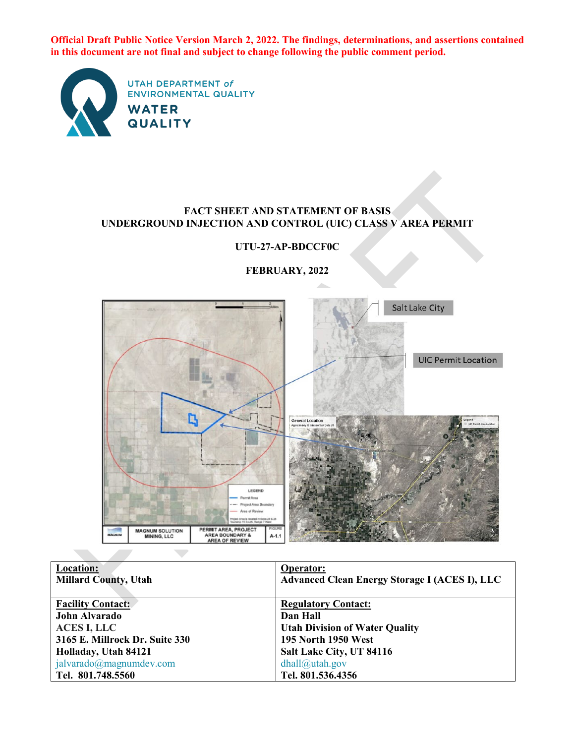**Official Draft Public Notice Version March 2, 2022. The findings, determinations, and assertions contained in this document are not final and subject to change following the public comment period.**

UTAH DEPARTMENT of ENVIRONMENTAL QUALITY

WATER QUALITY

# FACT SHEET AND STATEMENT OF BASIS UNDERGROUND INJECTION AND CONTROL (UIC) CLASS V AREA PERMIT

**UTU-27-AP-BDCCF0C**

**FEBRUARY, 2022**

| **Location:**<br>**Millard County, Utah** | **Operator:**<br>**Advanced Clean Energy Storage I (ACES I), LLC** |
|---|---|
| **Facility Contact:**<br>**John Alvarado**<br>**ACES I, LLC**<br>**3165 E. Millrock Dr. Suite 330**<br>**Holladay, Utah 84121**<br>jalvarado@magnumdev.com<br>**Tel. 801.748.5560** | **Regulatory Contact:**<br>**Dan Hall**<br>**Utah Division of Water Quality**<br>**195 North 1950 West**<br>**Salt Lake City, UT 84116**<br>dhall@utah.gov<br>**Tel. 801.536.4356** |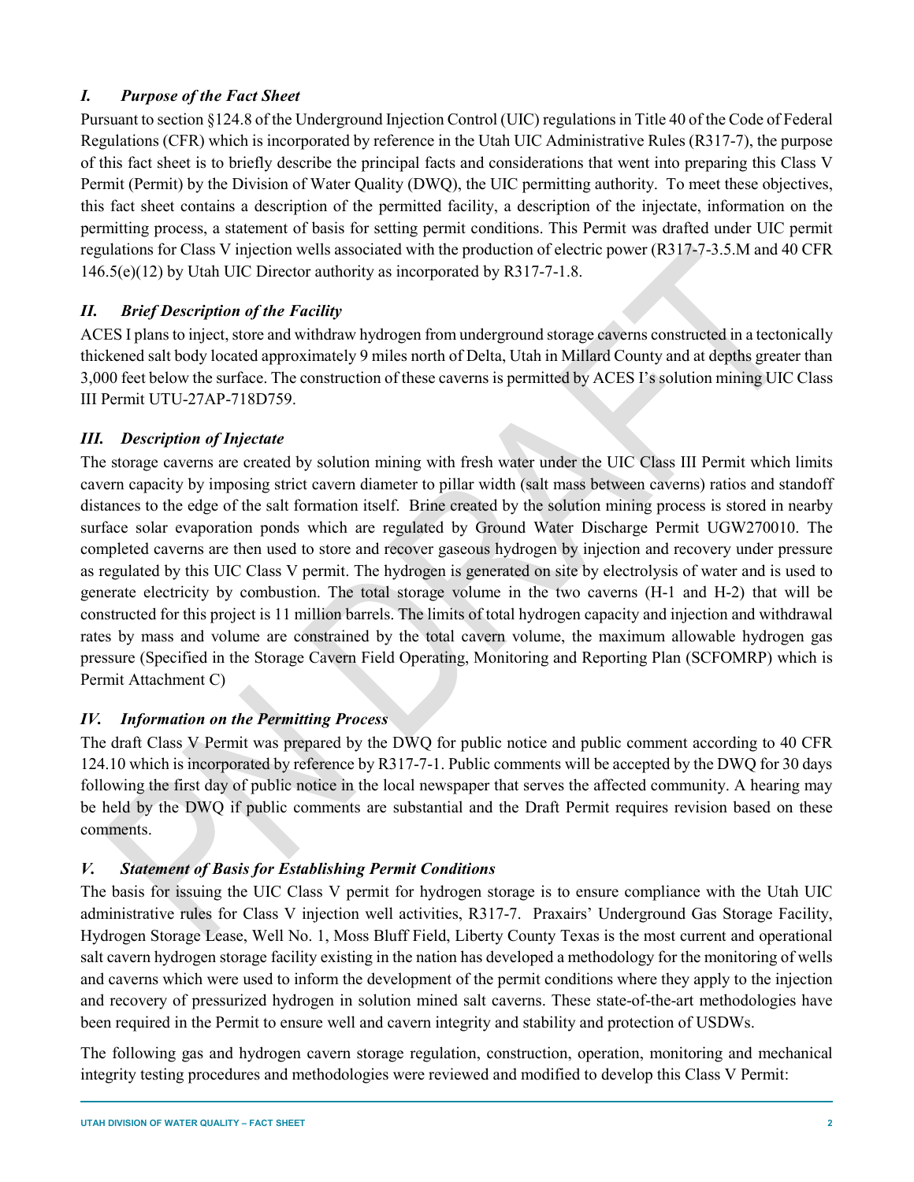### *I. Purpose of the Fact Sheet*

Pursuant to section §124.8 of the Underground Injection Control (UIC) regulations in Title 40 of the Code of Federal Regulations (CFR) which is incorporated by reference in the Utah UIC Administrative Rules (R317-7), the purpose of this fact sheet is to briefly describe the principal facts and considerations that went into preparing this Class V Permit (Permit) by the Division of Water Quality (DWQ), the UIC permitting authority. To meet these objectives, this fact sheet contains a description of the permitted facility, a description of the injectate, information on the permitting process, a statement of basis for setting permit conditions. This Permit was drafted under UIC permit regulations for Class V injection wells associated with the production of electric power (R317-7-3.5.M and 40 CFR 146.5(e)(12) by Utah UIC Director authority as incorporated by R317-7-1.8.

### *II. Brief Description of the Facility*

ACES I plans to inject, store and withdraw hydrogen from underground storage caverns constructed in a tectonically thickened salt body located approximately 9 miles north of Delta, Utah in Millard County and at depths greater than 3,000 feet below the surface. The construction of these caverns is permitted by ACES I's solution mining UIC Class III Permit UTU-27AP-718D759.

### *III. Description of Injectate*

The storage caverns are created by solution mining with fresh water under the UIC Class III Permit which limits cavern capacity by imposing strict cavern diameter to pillar width (salt mass between caverns) ratios and standoff distances to the edge of the salt formation itself. Brine created by the solution mining process is stored in nearby surface solar evaporation ponds which are regulated by Ground Water Discharge Permit UGW270010. The completed caverns are then used to store and recover gaseous hydrogen by injection and recovery under pressure as regulated by this UIC Class V permit. The hydrogen is generated on site by electrolysis of water and is used to generate electricity by combustion. The total storage volume in the two caverns (H-1 and H-2) that will be constructed for this project is 11 million barrels. The limits of total hydrogen capacity and injection and withdrawal rates by mass and volume are constrained by the total cavern volume, the maximum allowable hydrogen gas pressure (Specified in the Storage Cavern Field Operating, Monitoring and Reporting Plan (SCFOMRP) which is Permit Attachment C)

### *IV. Information on the Permitting Process*

The draft Class V Permit was prepared by the DWQ for public notice and public comment according to 40 CFR 124.10 which is incorporated by reference by R317-7-1. Public comments will be accepted by the DWQ for 30 days following the first day of public notice in the local newspaper that serves the affected community. A hearing may be held by the DWQ if public comments are substantial and the Draft Permit requires revision based on these comments.

### *V. Statement of Basis for Establishing Permit Conditions*

The basis for issuing the UIC Class V permit for hydrogen storage is to ensure compliance with the Utah UIC administrative rules for Class V injection well activities, R317-7. Praxairs' Underground Gas Storage Facility, Hydrogen Storage Lease, Well No. 1, Moss Bluff Field, Liberty County Texas is the most current and operational salt cavern hydrogen storage facility existing in the nation has developed a methodology for the monitoring of wells and caverns which were used to inform the development of the permit conditions where they apply to the injection and recovery of pressurized hydrogen in solution mined salt caverns. These state-of-the-art methodologies have been required in the Permit to ensure well and cavern integrity and stability and protection of USDWs.

The following gas and hydrogen cavern storage regulation, construction, operation, monitoring and mechanical integrity testing procedures and methodologies were reviewed and modified to develop this Class V Permit: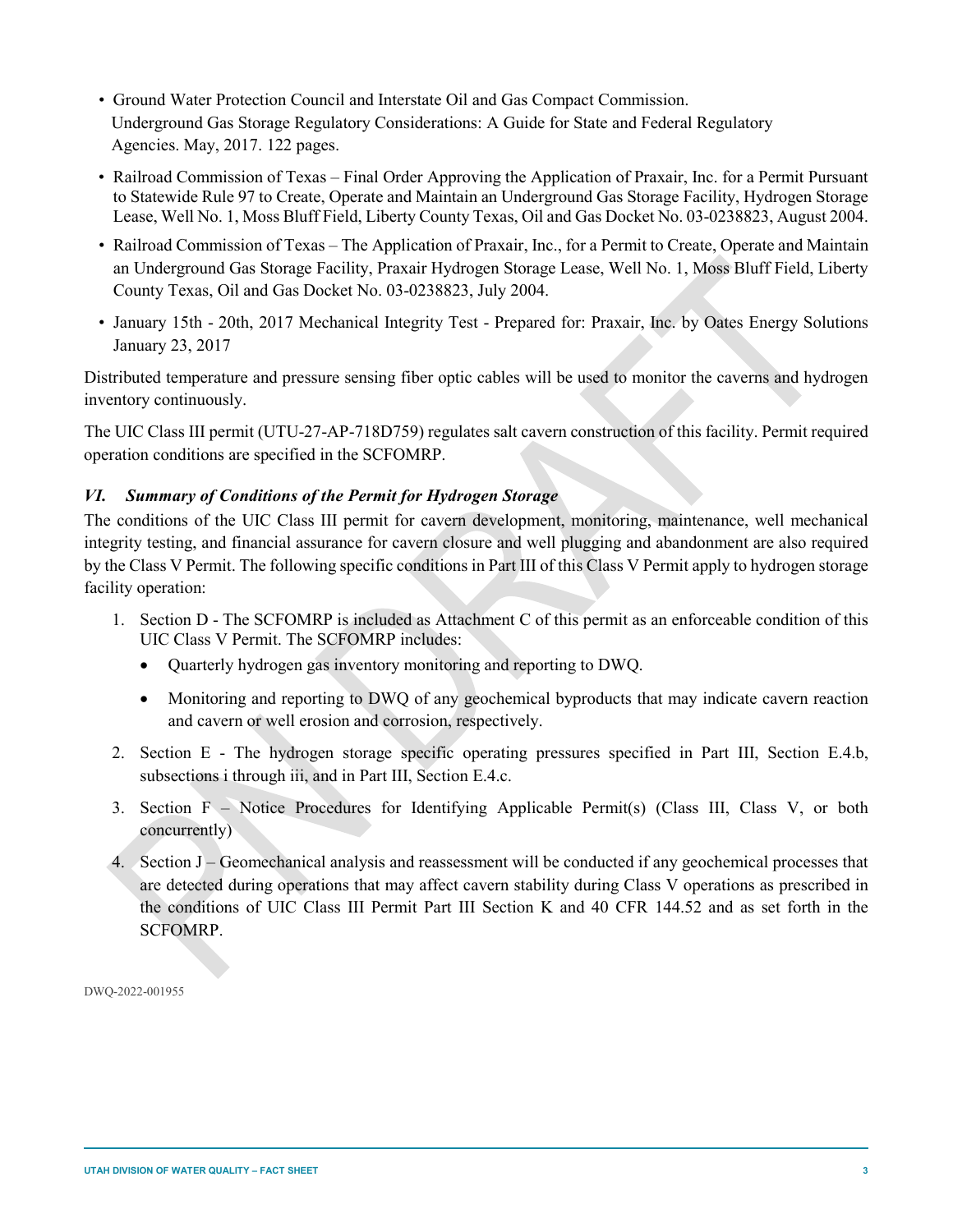- Ground Water Protection Council and Interstate Oil and Gas Compact Commission. Underground Gas Storage Regulatory Considerations: A Guide for State and Federal Regulatory Agencies. May, 2017. 122 pages.
- Railroad Commission of Texas – Final Order Approving the Application of Praxair, Inc. for a Permit Pursuant to Statewide Rule 97 to Create, Operate and Maintain an Underground Gas Storage Facility, Hydrogen Storage Lease, Well No. 1, Moss Bluff Field, Liberty County Texas, Oil and Gas Docket No. 03-0238823, August 2004.
- Railroad Commission of Texas – The Application of Praxair, Inc., for a Permit to Create, Operate and Maintain an Underground Gas Storage Facility, Praxair Hydrogen Storage Lease, Well No. 1, Moss Bluff Field, Liberty County Texas, Oil and Gas Docket No. 03-0238823, July 2004.
- January 15th - 20th, 2017 Mechanical Integrity Test - Prepared for: Praxair, Inc. by Oates Energy Solutions January 23, 2017

Distributed temperature and pressure sensing fiber optic cables will be used to monitor the caverns and hydrogen inventory continuously.

The UIC Class III permit (UTU-27-AP-718D759) regulates salt cavern construction of this facility. Permit required operation conditions are specified in the SCFOMRP.

### *VI. Summary of Conditions of the Permit for Hydrogen Storage*

The conditions of the UIC Class III permit for cavern development, monitoring, maintenance, well mechanical integrity testing, and financial assurance for cavern closure and well plugging and abandonment are also required by the Class V Permit. The following specific conditions in Part III of this Class V Permit apply to hydrogen storage facility operation:

1. Section D - The SCFOMRP is included as Attachment C of this permit as an enforceable condition of this UIC Class V Permit. The SCFOMRP includes:
   - Quarterly hydrogen gas inventory monitoring and reporting to DWQ.
   - Monitoring and reporting to DWQ of any geochemical byproducts that may indicate cavern reaction and cavern or well erosion and corrosion, respectively.
2. Section E - The hydrogen storage specific operating pressures specified in Part III, Section E.4.b, subsections i through iii, and in Part III, Section E.4.c.
3. Section F – Notice Procedures for Identifying Applicable Permit(s) (Class III, Class V, or both concurrently)
4. Section J – Geomechanical analysis and reassessment will be conducted if any geochemical processes that are detected during operations that may affect cavern stability during Class V operations as prescribed in the conditions of UIC Class III Permit Part III Section K and 40 CFR 144.52 and as set forth in the SCFOMRP.

DWQ-2022-001955